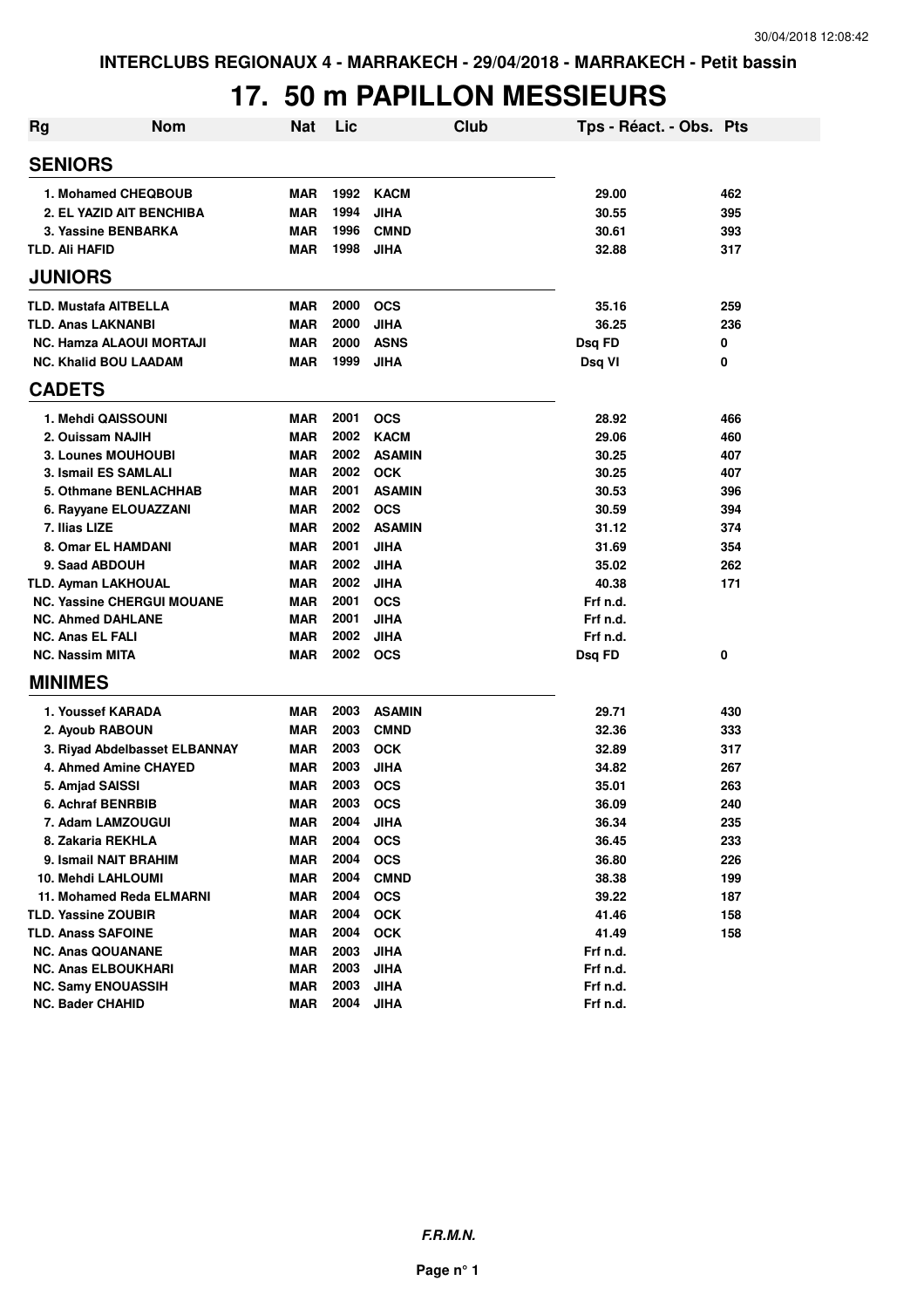INTERCLUBS REGIONAUX 4 - MARRAKECH - 29/04/2018 - MARRAKECH - Petit bassin

# 17. 50 m PAPILLON MESSIEURS

| Rg | Nom | Nat | Lic | Club | Tps - Réact. - Obs. | Pts |
|---|---|---|---|---|---|---|
| **SENIORS** | | | | | | |
| 1. | Mohamed CHEQBOUB | MAR | 1992 | KACM | 29.00 | 462 |
| 2. | EL YAZID AIT BENCHIBA | MAR | 1994 | JIHA | 30.55 | 395 |
| 3. | Yassine BENBARKA | MAR | 1996 | CMND | 30.61 | 393 |
| TLD. | Ali HAFID | MAR | 1998 | JIHA | 32.88 | 317 |
| **JUNIORS** | | | | | | |
| TLD. | Mustafa AITBELLA | MAR | 2000 | OCS | 35.16 | 259 |
| TLD. | Anas LAKNANBI | MAR | 2000 | JIHA | 36.25 | 236 |
| NC. | Hamza ALAOUI MORTAJI | MAR | 2000 | ASNS | Dsq FD | 0 |
| NC. | Khalid BOU LAADAM | MAR | 1999 | JIHA | Dsq VI | 0 |
| **CADETS** | | | | | | |
| 1. | Mehdi QAISSOUNI | MAR | 2001 | OCS | 28.92 | 466 |
| 2. | Ouissam NAJIH | MAR | 2002 | KACM | 29.06 | 460 |
| 3. | Lounes MOUHOUBI | MAR | 2002 | ASAMIN | 30.25 | 407 |
| 3. | Ismail ES SAMLALI | MAR | 2002 | OCK | 30.25 | 407 |
| 5. | Othmane BENLACHHAB | MAR | 2001 | ASAMIN | 30.53 | 396 |
| 6. | Rayyane ELOUAZZANI | MAR | 2002 | OCS | 30.59 | 394 |
| 7. | Ilias LIZE | MAR | 2002 | ASAMIN | 31.12 | 374 |
| 8. | Omar EL HAMDANI | MAR | 2001 | JIHA | 31.69 | 354 |
| 9. | Saad ABDOUH | MAR | 2002 | JIHA | 35.02 | 262 |
| TLD. | Ayman LAKHOUAL | MAR | 2002 | JIHA | 40.38 | 171 |
| NC. | Yassine CHERGUI MOUANE | MAR | 2001 | OCS | Frf n.d. | |
| NC. | Ahmed DAHLANE | MAR | 2001 | JIHA | Frf n.d. | |
| NC. | Anas EL FALI | MAR | 2002 | JIHA | Frf n.d. | |
| NC. | Nassim MITA | MAR | 2002 | OCS | Dsq FD | 0 |
| **MINIMES** | | | | | | |
| 1. | Youssef KARADA | MAR | 2003 | ASAMIN | 29.71 | 430 |
| 2. | Ayoub RABOUN | MAR | 2003 | CMND | 32.36 | 333 |
| 3. | Riyad Abdelbasset ELBANNAY | MAR | 2003 | OCK | 32.89 | 317 |
| 4. | Ahmed Amine CHAYED | MAR | 2003 | JIHA | 34.82 | 267 |
| 5. | Amjad SAISSI | MAR | 2003 | OCS | 35.01 | 263 |
| 6. | Achraf BENRBIB | MAR | 2003 | OCS | 36.09 | 240 |
| 7. | Adam LAMZOUGUI | MAR | 2004 | JIHA | 36.34 | 235 |
| 8. | Zakaria REKHLA | MAR | 2004 | OCS | 36.45 | 233 |
| 9. | Ismail NAIT BRAHIM | MAR | 2004 | OCS | 36.80 | 226 |
| 10. | Mehdi LAHLOUMI | MAR | 2004 | CMND | 38.38 | 199 |
| 11. | Mohamed Reda ELMARNI | MAR | 2004 | OCS | 39.22 | 187 |
| TLD. | Yassine ZOUBIR | MAR | 2004 | OCK | 41.46 | 158 |
| TLD. | Anass SAFOINE | MAR | 2004 | OCK | 41.49 | 158 |
| NC. | Anas QOUANANE | MAR | 2003 | JIHA | Frf n.d. | |
| NC. | Anas ELBOUKHARI | MAR | 2003 | JIHA | Frf n.d. | |
| NC. | Samy ENOUASSIH | MAR | 2003 | JIHA | Frf n.d. | |
| NC. | Bader CHAHID | MAR | 2004 | JIHA | Frf n.d. | |

*F.R.M.N.*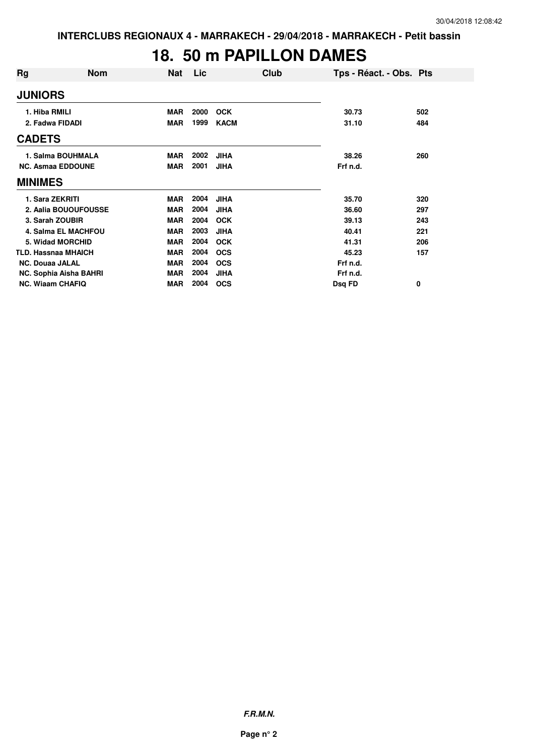INTERCLUBS REGIONAUX 4 - MARRAKECH - 29/04/2018 - MARRAKECH - Petit bassin

# 18. 50 m PAPILLON DAMES

| Rg | Nom | Nat | Lic | Club | Tps - Réact. - Obs. | Pts |
|---|---|---|---|---|---|---|
| **JUNIORS** | | | | | | |
| 1. Hiba RMILI | | MAR | 2000 | OCK | 30.73 | 502 |
| 2. Fadwa FIDADI | | MAR | 1999 | KACM | 31.10 | 484 |
| **CADETS** | | | | | | |
| 1. Salma BOUHMALA | | MAR | 2002 | JIHA | 38.26 | 260 |
| NC. Asmaa EDDOUNE | | MAR | 2001 | JIHA | Frf n.d. | |
| **MINIMES** | | | | | | |
| 1. Sara ZEKRITI | | MAR | 2004 | JIHA | 35.70 | 320 |
| 2. Aalia BOUOUFOUSSE | | MAR | 2004 | JIHA | 36.60 | 297 |
| 3. Sarah ZOUBIR | | MAR | 2004 | OCK | 39.13 | 243 |
| 4. Salma EL MACHFOU | | MAR | 2003 | JIHA | 40.41 | 221 |
| 5. Widad MORCHID | | MAR | 2004 | OCK | 41.31 | 206 |
| TLD. Hassnaa MHAICH | | MAR | 2004 | OCS | 45.23 | 157 |
| NC. Douaa JALAL | | MAR | 2004 | OCS | Frf n.d. | |
| NC. Sophia Aisha BAHRI | | MAR | 2004 | JIHA | Frf n.d. | |
| NC. Wiaam CHAFIQ | | MAR | 2004 | OCS | Dsq FD | 0 |

*F.R.M.N.*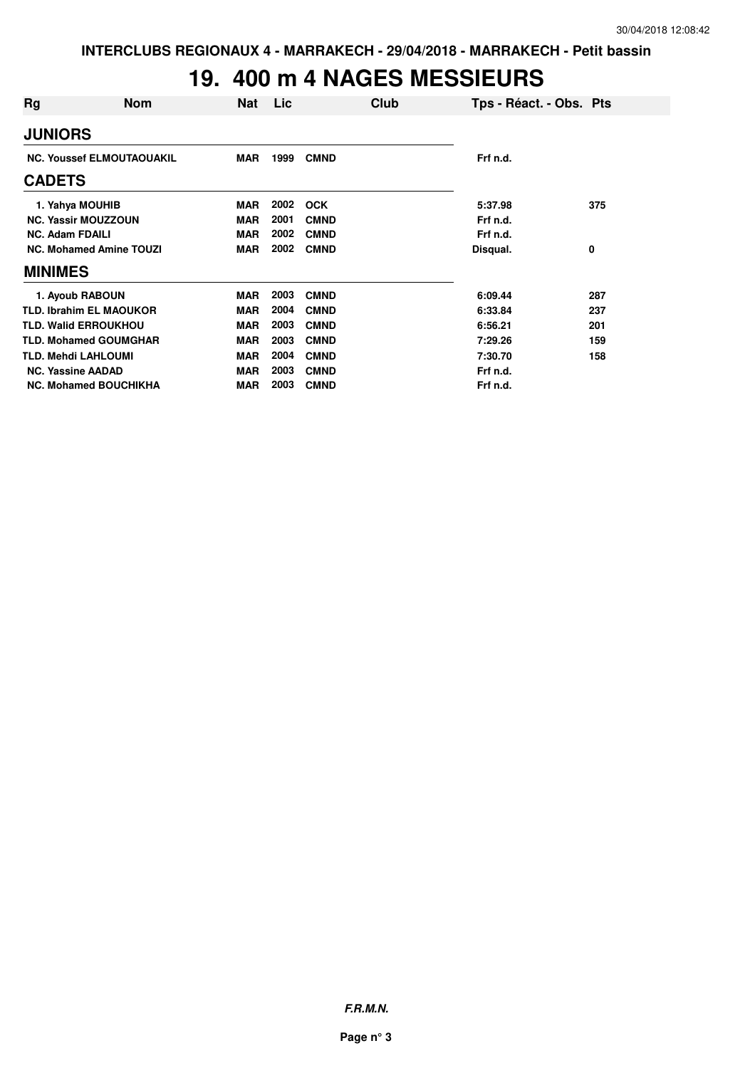INTERCLUBS REGIONAUX 4 - MARRAKECH - 29/04/2018 - MARRAKECH - Petit bassin

# 19. 400 m 4 NAGES MESSIEURS

| Rg | Nom | Nat | Lic | Club | Tps - Réact. - Obs. | Pts |
|---|---|---|---|---|---|---|
| **JUNIORS** | | | | | | |
| NC. | Youssef ELMOUTAOUAKIL | MAR | 1999 | CMND | Frf n.d. | |
| **CADETS** | | | | | | |
| 1. | Yahya MOUHIB | MAR | 2002 | OCK | 5:37.98 | 375 |
| NC. | Yassir MOUZZOUN | MAR | 2001 | CMND | Frf n.d. | |
| NC. | Adam FDAILI | MAR | 2002 | CMND | Frf n.d. | |
| NC. | Mohamed Amine TOUZI | MAR | 2002 | CMND | Disqual. | 0 |
| **MINIMES** | | | | | | |
| 1. | Ayoub RABOUN | MAR | 2003 | CMND | 6:09.44 | 287 |
| TLD. | Ibrahim EL MAOUKOR | MAR | 2004 | CMND | 6:33.84 | 237 |
| TLD. | Walid ERROUKHOU | MAR | 2003 | CMND | 6:56.21 | 201 |
| TLD. | Mohamed GOUMGHAR | MAR | 2003 | CMND | 7:29.26 | 159 |
| TLD. | Mehdi LAHLOUMI | MAR | 2004 | CMND | 7:30.70 | 158 |
| NC. | Yassine AADAD | MAR | 2003 | CMND | Frf n.d. | |
| NC. | Mohamed BOUCHIKHA | MAR | 2003 | CMND | Frf n.d. | |

***F.R.M.N.***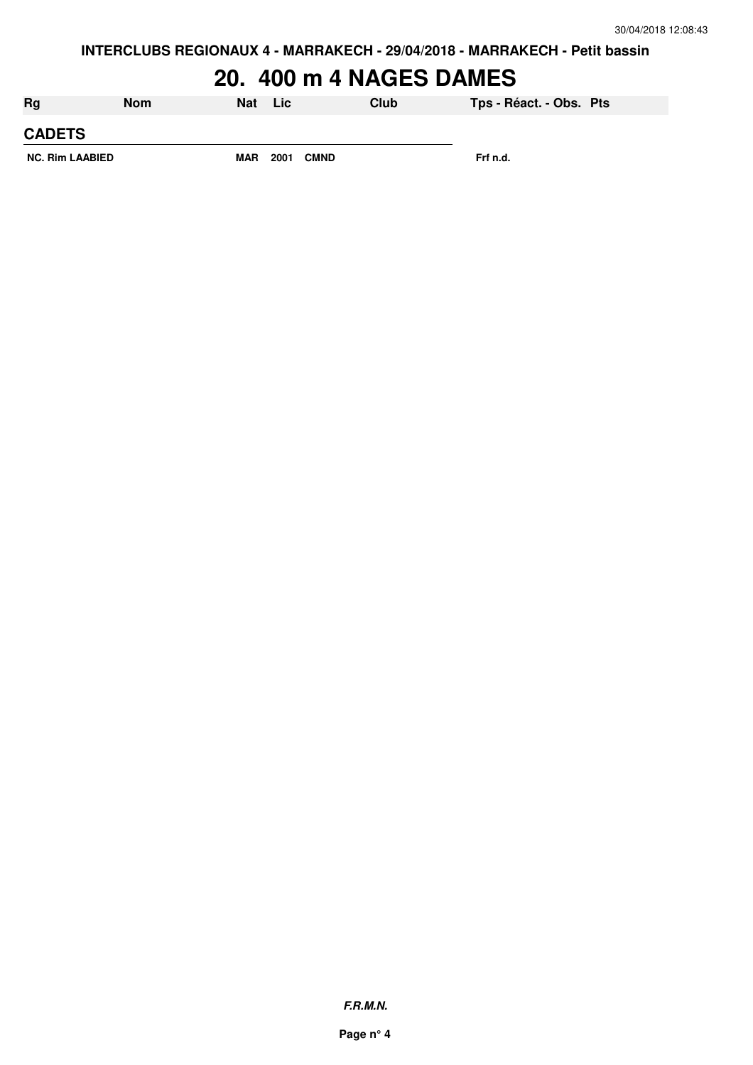# 20. 400 m 4 NAGES DAMES

| Rg | Nom | Nat | Lic | Club | Tps - Réact. - Obs. | Pts |
|---|---|---|---|---|---|---|
| **CADETS** | | | | | | |
| NC. | Rim LAABIED | MAR | 2001 | CMND | Frf n.d. | |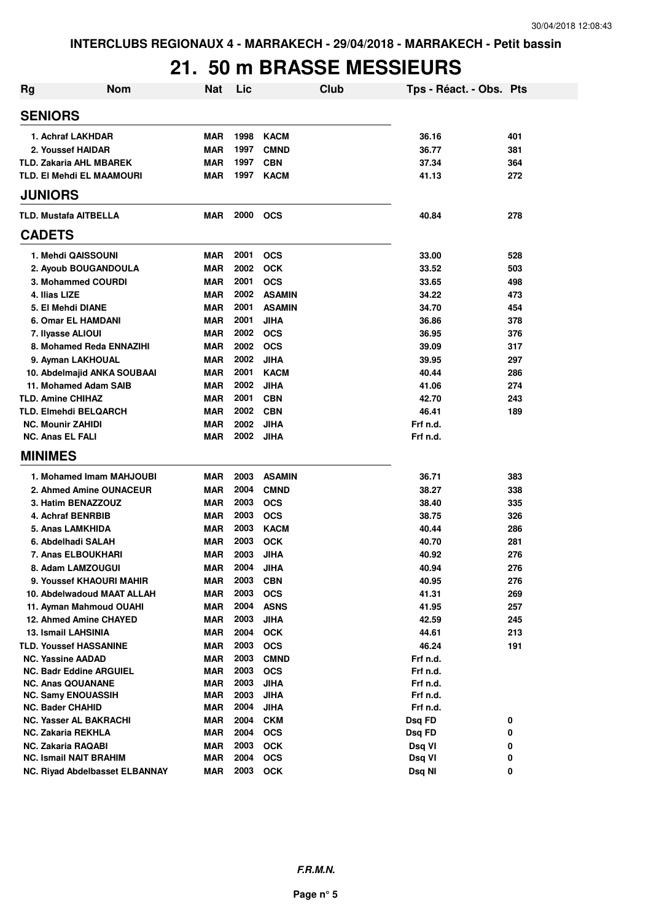INTERCLUBS REGIONAUX 4 - MARRAKECH - 29/04/2018 - MARRAKECH - Petit bassin

# 21. 50 m BRASSE MESSIEURS

| Rg | Nom | Nat | Lic | Club | Tps - Réact. - Obs. | Pts |
|---|---|---|---|---|---|---|
| **SENIORS** | | | | | | |
| 1. | Achraf LAKHDAR | MAR | 1998 | KACM | 36.16 | 401 |
| 2. | Youssef HAIDAR | MAR | 1997 | CMND | 36.77 | 381 |
| TLD. | Zakaria AHL MBAREK | MAR | 1997 | CBN | 37.34 | 364 |
| TLD. | El Mehdi EL MAAMOURI | MAR | 1997 | KACM | 41.13 | 272 |
| **JUNIORS** | | | | | | |
| TLD. | Mustafa AITBELLA | MAR | 2000 | OCS | 40.84 | 278 |
| **CADETS** | | | | | | |
| 1. | Mehdi QAISSOUNI | MAR | 2001 | OCS | 33.00 | 528 |
| 2. | Ayoub BOUGANDOULA | MAR | 2002 | OCK | 33.52 | 503 |
| 3. | Mohammed COURDI | MAR | 2001 | OCS | 33.65 | 498 |
| 4. | Ilias LIZE | MAR | 2002 | ASAMIN | 34.22 | 473 |
| 5. | El Mehdi DIANE | MAR | 2001 | ASAMIN | 34.70 | 454 |
| 6. | Omar EL HAMDANI | MAR | 2001 | JIHA | 36.86 | 378 |
| 7. | Ilyasse ALIOUI | MAR | 2002 | OCS | 36.95 | 376 |
| 8. | Mohamed Reda ENNAZIHI | MAR | 2002 | OCS | 39.09 | 317 |
| 9. | Ayman LAKHOUAL | MAR | 2002 | JIHA | 39.95 | 297 |
| 10. | Abdelmajid ANKA SOUBAAI | MAR | 2001 | KACM | 40.44 | 286 |
| 11. | Mohamed Adam SAIB | MAR | 2002 | JIHA | 41.06 | 274 |
| TLD. | Amine CHIHAZ | MAR | 2001 | CBN | 42.70 | 243 |
| TLD. | Elmehdi BELQARCH | MAR | 2002 | CBN | 46.41 | 189 |
| NC. | Mounir ZAHIDI | MAR | 2002 | JIHA | Frf n.d. | |
| NC. | Anas EL FALI | MAR | 2002 | JIHA | Frf n.d. | |
| **MINIMES** | | | | | | |
| 1. | Mohamed Imam MAHJOUBI | MAR | 2003 | ASAMIN | 36.71 | 383 |
| 2. | Ahmed Amine OUNACEUR | MAR | 2004 | CMND | 38.27 | 338 |
| 3. | Hatim BENAZZOUZ | MAR | 2003 | OCS | 38.40 | 335 |
| 4. | Achraf BENRBIB | MAR | 2003 | OCS | 38.75 | 326 |
| 5. | Anas LAMKHIDA | MAR | 2003 | KACM | 40.44 | 286 |
| 6. | Abdelhadi SALAH | MAR | 2003 | OCK | 40.70 | 281 |
| 7. | Anas ELBOUKHARI | MAR | 2003 | JIHA | 40.92 | 276 |
| 8. | Adam LAMZOUGUI | MAR | 2004 | JIHA | 40.94 | 276 |
| 9. | Youssef KHAOURI MAHIR | MAR | 2003 | CBN | 40.95 | 276 |
| 10. | Abdelwadoud MAAT ALLAH | MAR | 2003 | OCS | 41.31 | 269 |
| 11. | Ayman Mahmoud OUAHI | MAR | 2004 | ASNS | 41.95 | 257 |
| 12. | Ahmed Amine CHAYED | MAR | 2003 | JIHA | 42.59 | 245 |
| 13. | Ismail LAHSINIA | MAR | 2004 | OCK | 44.61 | 213 |
| TLD. | Youssef HASSANINE | MAR | 2003 | OCS | 46.24 | 191 |
| NC. | Yassine AADAD | MAR | 2003 | CMND | Frf n.d. | |
| NC. | Badr Eddine ARGUIEL | MAR | 2003 | OCS | Frf n.d. | |
| NC. | Anas QOUANANE | MAR | 2003 | JIHA | Frf n.d. | |
| NC. | Samy ENOUASSIH | MAR | 2003 | JIHA | Frf n.d. | |
| NC. | Bader CHAHID | MAR | 2004 | JIHA | Frf n.d. | |
| NC. | Yasser AL BAKRACHI | MAR | 2004 | CKM | Dsq FD | 0 |
| NC. | Zakaria REKHLA | MAR | 2004 | OCS | Dsq FD | 0 |
| NC. | Zakaria RAQABI | MAR | 2003 | OCK | Dsq VI | 0 |
| NC. | Ismail NAIT BRAHIM | MAR | 2004 | OCS | Dsq VI | 0 |
| NC. | Riyad Abdelbasset ELBANNAY | MAR | 2003 | OCK | Dsq NI | 0 |

*F.R.M.N.*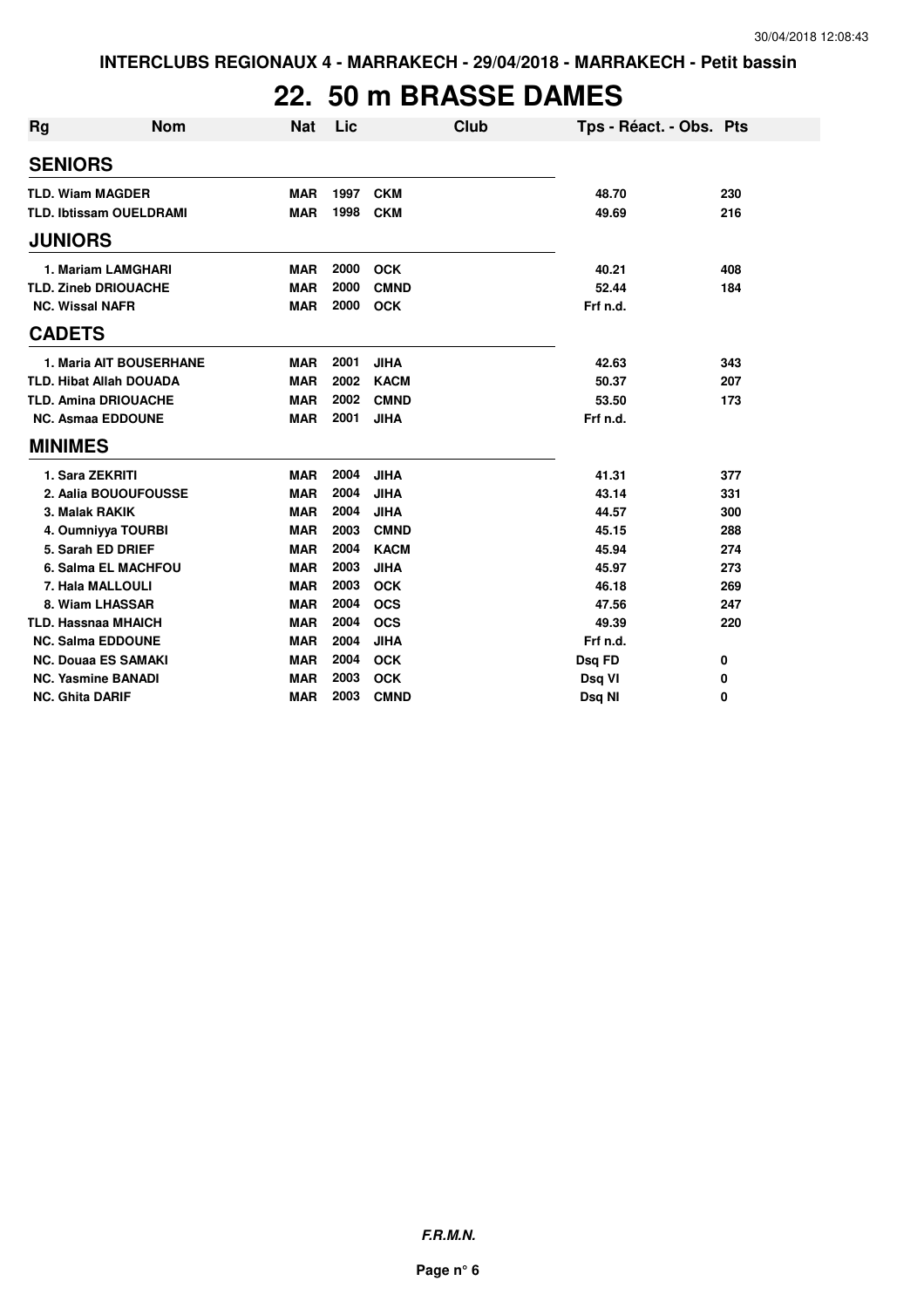INTERCLUBS REGIONAUX 4 - MARRAKECH - 29/04/2018 - MARRAKECH - Petit bassin

# 22. 50 m BRASSE DAMES

| Rg | Nom | Nat | Lic | Club | Tps - Réact. - Obs. | Pts |
|---|---|---|---|---|---|---|
| **SENIORS** | | | | | | |
| TLD. | Wiam MAGDER | MAR | 1997 | CKM | 48.70 | 230 |
| TLD. | Ibtissam OUELDRAMI | MAR | 1998 | CKM | 49.69 | 216 |
| **JUNIORS** | | | | | | |
| 1. | Mariam LAMGHARI | MAR | 2000 | OCK | 40.21 | 408 |
| TLD. | Zineb DRIOUACHE | MAR | 2000 | CMND | 52.44 | 184 |
| NC. | Wissal NAFR | MAR | 2000 | OCK | Frf n.d. | |
| **CADETS** | | | | | | |
| 1. | Maria AIT BOUSERHANE | MAR | 2001 | JIHA | 42.63 | 343 |
| TLD. | Hibat Allah DOUADA | MAR | 2002 | KACM | 50.37 | 207 |
| TLD. | Amina DRIOUACHE | MAR | 2002 | CMND | 53.50 | 173 |
| NC. | Asmaa EDDOUNE | MAR | 2001 | JIHA | Frf n.d. | |
| **MINIMES** | | | | | | |
| 1. | Sara ZEKRITI | MAR | 2004 | JIHA | 41.31 | 377 |
| 2. | Aalia BOUOUFOUSSE | MAR | 2004 | JIHA | 43.14 | 331 |
| 3. | Malak RAKIK | MAR | 2004 | JIHA | 44.57 | 300 |
| 4. | Oumniyya TOURBI | MAR | 2003 | CMND | 45.15 | 288 |
| 5. | Sarah ED DRIEF | MAR | 2004 | KACM | 45.94 | 274 |
| 6. | Salma EL MACHFOU | MAR | 2003 | JIHA | 45.97 | 273 |
| 7. | Hala MALLOULI | MAR | 2003 | OCK | 46.18 | 269 |
| 8. | Wiam LHASSAR | MAR | 2004 | OCS | 47.56 | 247 |
| TLD. | Hassnaa MHAICH | MAR | 2004 | OCS | 49.39 | 220 |
| NC. | Salma EDDOUNE | MAR | 2004 | JIHA | Frf n.d. | |
| NC. | Douaa ES SAMAKI | MAR | 2004 | OCK | Dsq FD | 0 |
| NC. | Yasmine BANADI | MAR | 2003 | OCK | Dsq VI | 0 |
| NC. | Ghita DARIF | MAR | 2003 | CMND | Dsq NI | 0 |

*F.R.M.N.*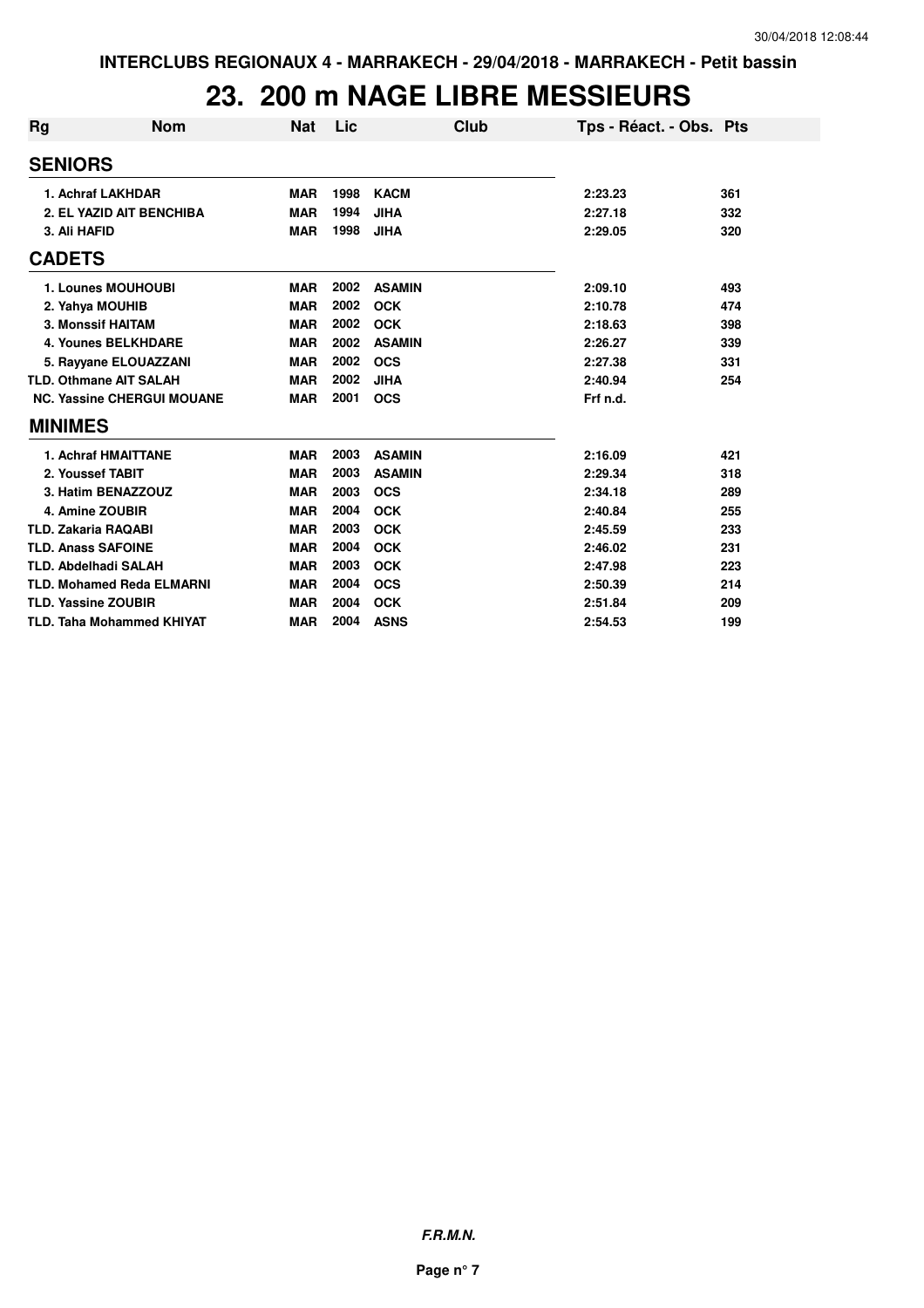INTERCLUBS REGIONAUX 4 - MARRAKECH - 29/04/2018 - MARRAKECH - Petit bassin

# 23. 200 m NAGE LIBRE MESSIEURS

| Rg | Nom | Nat | Lic | Club | Tps - Réact. - Obs. | Pts |
|---|---|---|---|---|---|---|
| **SENIORS** | | | | | | |
| 1. | Achraf LAKHDAR | MAR | 1998 | KACM | 2:23.23 | 361 |
| 2. | EL YAZID AIT BENCHIBA | MAR | 1994 | JIHA | 2:27.18 | 332 |
| 3. | Ali HAFID | MAR | 1998 | JIHA | 2:29.05 | 320 |
| **CADETS** | | | | | | |
| 1. | Lounes MOUHOUBI | MAR | 2002 | ASAMIN | 2:09.10 | 493 |
| 2. | Yahya MOUHIB | MAR | 2002 | OCK | 2:10.78 | 474 |
| 3. | Monssif HAITAM | MAR | 2002 | OCK | 2:18.63 | 398 |
| 4. | Younes BELKHDARE | MAR | 2002 | ASAMIN | 2:26.27 | 339 |
| 5. | Rayyane ELOUAZZANI | MAR | 2002 | OCS | 2:27.38 | 331 |
| TLD. | Othmane AIT SALAH | MAR | 2002 | JIHA | 2:40.94 | 254 |
| NC. | Yassine CHERGUI MOUANE | MAR | 2001 | OCS | Frf n.d. | |
| **MINIMES** | | | | | | |
| 1. | Achraf HMAITTANE | MAR | 2003 | ASAMIN | 2:16.09 | 421 |
| 2. | Youssef TABIT | MAR | 2003 | ASAMIN | 2:29.34 | 318 |
| 3. | Hatim BENAZZOUZ | MAR | 2003 | OCS | 2:34.18 | 289 |
| 4. | Amine ZOUBIR | MAR | 2004 | OCK | 2:40.84 | 255 |
| TLD. | Zakaria RAQABI | MAR | 2003 | OCK | 2:45.59 | 233 |
| TLD. | Anass SAFOINE | MAR | 2004 | OCK | 2:46.02 | 231 |
| TLD. | Abdelhadi SALAH | MAR | 2003 | OCK | 2:47.98 | 223 |
| TLD. | Mohamed Reda ELMARNI | MAR | 2004 | OCS | 2:50.39 | 214 |
| TLD. | Yassine ZOUBIR | MAR | 2004 | OCK | 2:51.84 | 209 |
| TLD. | Taha Mohammed KHIYAT | MAR | 2004 | ASNS | 2:54.53 | 199 |

*F.R.M.N.*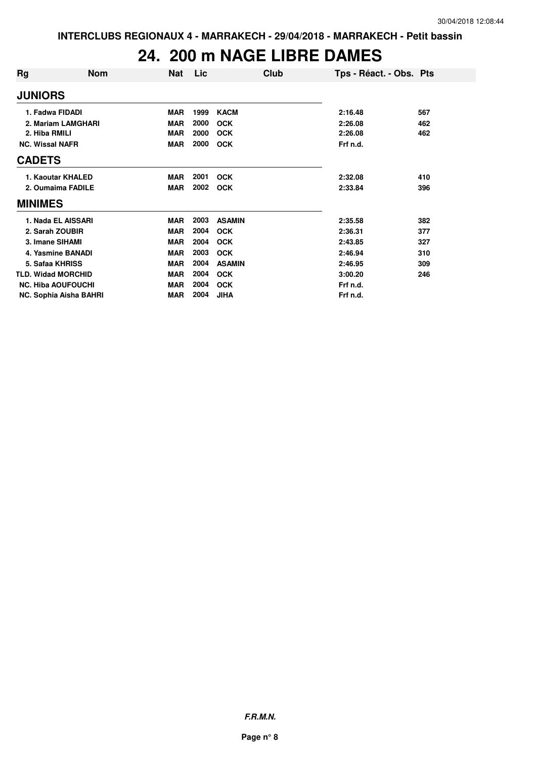# 24. 200 m NAGE LIBRE DAMES

| Rg | Nom | Nat | Lic | Club | Tps - Réact. - Obs. | Pts |
|---|---|---|---|---|---|---|
| **JUNIORS** | | | | | | |
| 1. | Fadwa FIDADI | MAR | 1999 | KACM | 2:16.48 | 567 |
| 2. | Mariam LAMGHARI | MAR | 2000 | OCK | 2:26.08 | 462 |
| 2. | Hiba RMILI | MAR | 2000 | OCK | 2:26.08 | 462 |
| NC. | Wissal NAFR | MAR | 2000 | OCK | Frf n.d. | |
| **CADETS** | | | | | | |
| 1. | Kaoutar KHALED | MAR | 2001 | OCK | 2:32.08 | 410 |
| 2. | Oumaima FADILE | MAR | 2002 | OCK | 2:33.84 | 396 |
| **MINIMES** | | | | | | |
| 1. | Nada EL AISSARI | MAR | 2003 | ASAMIN | 2:35.58 | 382 |
| 2. | Sarah ZOUBIR | MAR | 2004 | OCK | 2:36.31 | 377 |
| 3. | Imane SIHAMI | MAR | 2004 | OCK | 2:43.85 | 327 |
| 4. | Yasmine BANADI | MAR | 2003 | OCK | 2:46.94 | 310 |
| 5. | Safaa KHRISS | MAR | 2004 | ASAMIN | 2:46.95 | 309 |
| TLD. | Widad MORCHID | MAR | 2004 | OCK | 3:00.20 | 246 |
| NC. | Hiba AOUFOUCHI | MAR | 2004 | OCK | Frf n.d. | |
| NC. | Sophia Aisha BAHRI | MAR | 2004 | JIHA | Frf n.d. | |

***F.R.M.N.***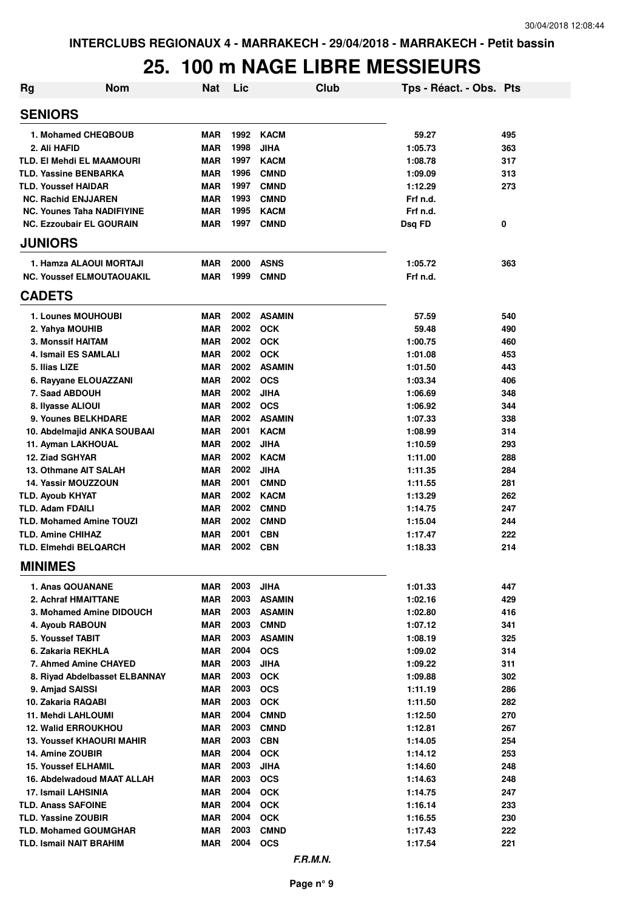INTERCLUBS REGIONAUX 4 - MARRAKECH - 29/04/2018 - MARRAKECH - Petit bassin

# 25. 100 m NAGE LIBRE MESSIEURS

| Rg | Nom | Nat | Lic | Club | Tps - Réact. - Obs. | Pts |
|---|---|---|---|---|---|---|
| **SENIORS** | | | | | | |
| 1. | Mohamed CHEQBOUB | MAR | 1992 | KACM | 59.27 | 495 |
| 2. | Ali HAFID | MAR | 1998 | JIHA | 1:05.73 | 363 |
| TLD. | El Mehdi EL MAAMOURI | MAR | 1997 | KACM | 1:08.78 | 317 |
| TLD. | Yassine BENBARKA | MAR | 1996 | CMND | 1:09.09 | 313 |
| TLD. | Youssef HAIDAR | MAR | 1997 | CMND | 1:12.29 | 273 |
| NC. | Rachid ENJJAREN | MAR | 1993 | CMND | Frf n.d. | |
| NC. | Younes Taha NADIFIYINE | MAR | 1995 | KACM | Frf n.d. | |
| NC. | Ezzoubair EL GOURAIN | MAR | 1997 | CMND | Dsq FD | 0 |
| **JUNIORS** | | | | | | |
| 1. | Hamza ALAOUI MORTAJI | MAR | 2000 | ASNS | 1:05.72 | 363 |
| NC. | Youssef ELMOUTAOUAKIL | MAR | 1999 | CMND | Frf n.d. | |
| **CADETS** | | | | | | |
| 1. | Lounes MOUHOUBI | MAR | 2002 | ASAMIN | 57.59 | 540 |
| 2. | Yahya MOUHIB | MAR | 2002 | OCK | 59.48 | 490 |
| 3. | Monssif HAITAM | MAR | 2002 | OCK | 1:00.75 | 460 |
| 4. | Ismail ES SAMLALI | MAR | 2002 | OCK | 1:01.08 | 453 |
| 5. | Ilias LIZE | MAR | 2002 | ASAMIN | 1:01.50 | 443 |
| 6. | Rayyane ELOUAZZANI | MAR | 2002 | OCS | 1:03.34 | 406 |
| 7. | Saad ABDOUH | MAR | 2002 | JIHA | 1:06.69 | 348 |
| 8. | Ilyasse ALIOUI | MAR | 2002 | OCS | 1:06.92 | 344 |
| 9. | Younes BELKHDARE | MAR | 2002 | ASAMIN | 1:07.33 | 338 |
| 10. | Abdelmajid ANKA SOUBAAI | MAR | 2001 | KACM | 1:08.99 | 314 |
| 11. | Ayman LAKHOUAL | MAR | 2002 | JIHA | 1:10.59 | 293 |
| 12. | Ziad SGHYAR | MAR | 2002 | KACM | 1:11.00 | 288 |
| 13. | Othmane AIT SALAH | MAR | 2002 | JIHA | 1:11.35 | 284 |
| 14. | Yassir MOUZZOUN | MAR | 2001 | CMND | 1:11.55 | 281 |
| TLD. | Ayoub KHYAT | MAR | 2002 | KACM | 1:13.29 | 262 |
| TLD. | Adam FDAILI | MAR | 2002 | CMND | 1:14.75 | 247 |
| TLD. | Mohamed Amine TOUZI | MAR | 2002 | CMND | 1:15.04 | 244 |
| TLD. | Amine CHIHAZ | MAR | 2001 | CBN | 1:17.47 | 222 |
| TLD. | Elmehdi BELQARCH | MAR | 2002 | CBN | 1:18.33 | 214 |
| **MINIMES** | | | | | | |
| 1. | Anas QOUANANE | MAR | 2003 | JIHA | 1:01.33 | 447 |
| 2. | Achraf HMAITTANE | MAR | 2003 | ASAMIN | 1:02.16 | 429 |
| 3. | Mohamed Amine DIDOUCH | MAR | 2003 | ASAMIN | 1:02.80 | 416 |
| 4. | Ayoub RABOUN | MAR | 2003 | CMND | 1:07.12 | 341 |
| 5. | Youssef TABIT | MAR | 2003 | ASAMIN | 1:08.19 | 325 |
| 6. | Zakaria REKHLA | MAR | 2004 | OCS | 1:09.02 | 314 |
| 7. | Ahmed Amine CHAYED | MAR | 2003 | JIHA | 1:09.22 | 311 |
| 8. | Riyad Abdelbasset ELBANNAY | MAR | 2003 | OCK | 1:09.88 | 302 |
| 9. | Amjad SAISSI | MAR | 2003 | OCS | 1:11.19 | 286 |
| 10. | Zakaria RAQABI | MAR | 2003 | OCK | 1:11.50 | 282 |
| 11. | Mehdi LAHLOUMI | MAR | 2004 | CMND | 1:12.50 | 270 |
| 12. | Walid ERROUKHOU | MAR | 2003 | CMND | 1:12.81 | 267 |
| 13. | Youssef KHAOURI MAHIR | MAR | 2003 | CBN | 1:14.05 | 254 |
| 14. | Amine ZOUBIR | MAR | 2004 | OCK | 1:14.12 | 253 |
| 15. | Youssef ELHAMIL | MAR | 2003 | JIHA | 1:14.60 | 248 |
| 16. | Abdelwadoud MAAT ALLAH | MAR | 2003 | OCS | 1:14.63 | 248 |
| 17. | Ismail LAHSINIA | MAR | 2004 | OCK | 1:14.75 | 247 |
| TLD. | Anass SAFOINE | MAR | 2004 | OCK | 1:16.14 | 233 |
| TLD. | Yassine ZOUBIR | MAR | 2004 | OCK | 1:16.55 | 230 |
| TLD. | Mohamed GOUMGHAR | MAR | 2003 | CMND | 1:17.43 | 222 |
| TLD. | Ismail NAIT BRAHIM | MAR | 2004 | OCS | 1:17.54 | 221 |

*F.R.M.N.*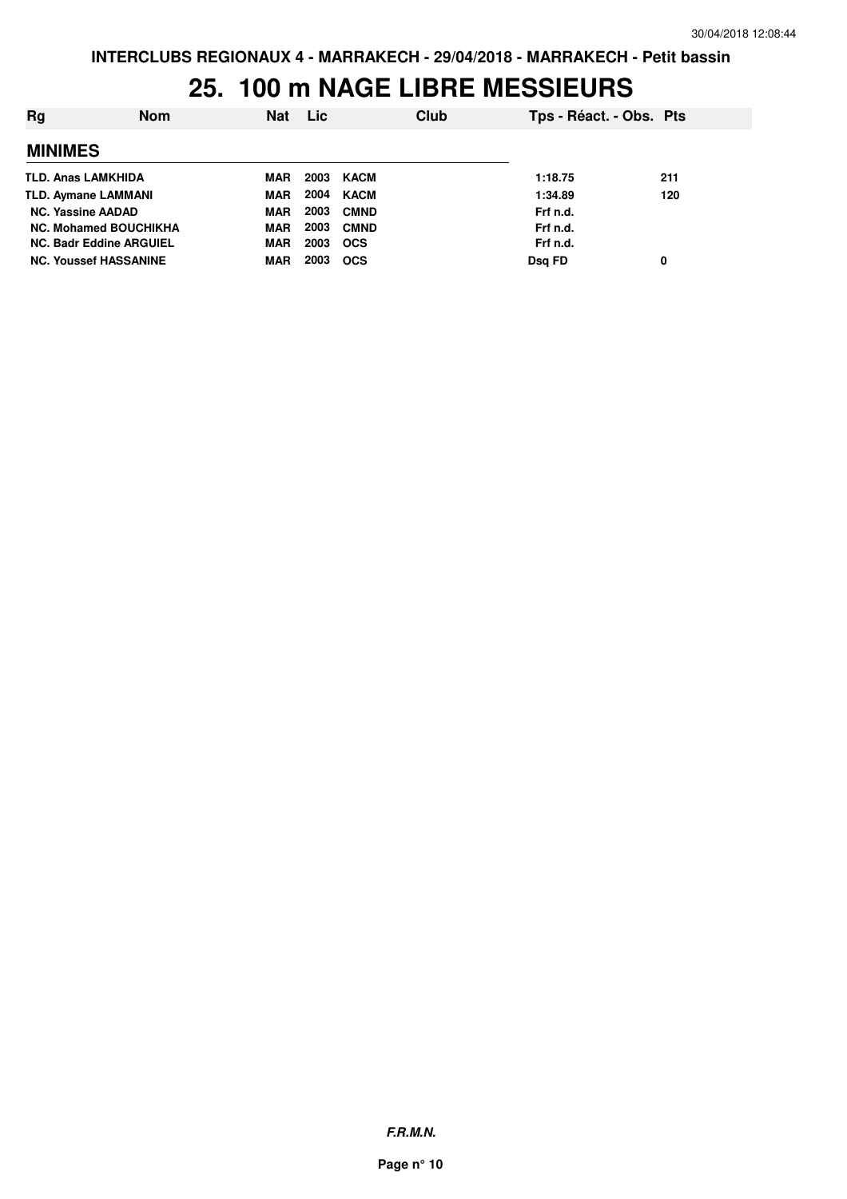INTERCLUBS REGIONAUX 4 - MARRAKECH - 29/04/2018 - MARRAKECH - Petit bassin

# 25. 100 m NAGE LIBRE MESSIEURS

| Rg | Nom | Nat | Lic | Club | Tps - Réact. - Obs. | Pts |
|---|---|---|---|---|---|---|
| **MINIMES** | | | | | | |
| TLD. | Anas LAMKHIDA | MAR | 2003 | KACM | 1:18.75 | 211 |
| TLD. | Aymane LAMMANI | MAR | 2004 | KACM | 1:34.89 | 120 |
| NC. | Yassine AADAD | MAR | 2003 | CMND | Frf n.d. | |
| NC. | Mohamed BOUCHIKHA | MAR | 2003 | CMND | Frf n.d. | |
| NC. | Badr Eddine ARGUIEL | MAR | 2003 | OCS | Frf n.d. | |
| NC. | Youssef HASSANINE | MAR | 2003 | OCS | Dsq FD | 0 |

*F.R.M.N.*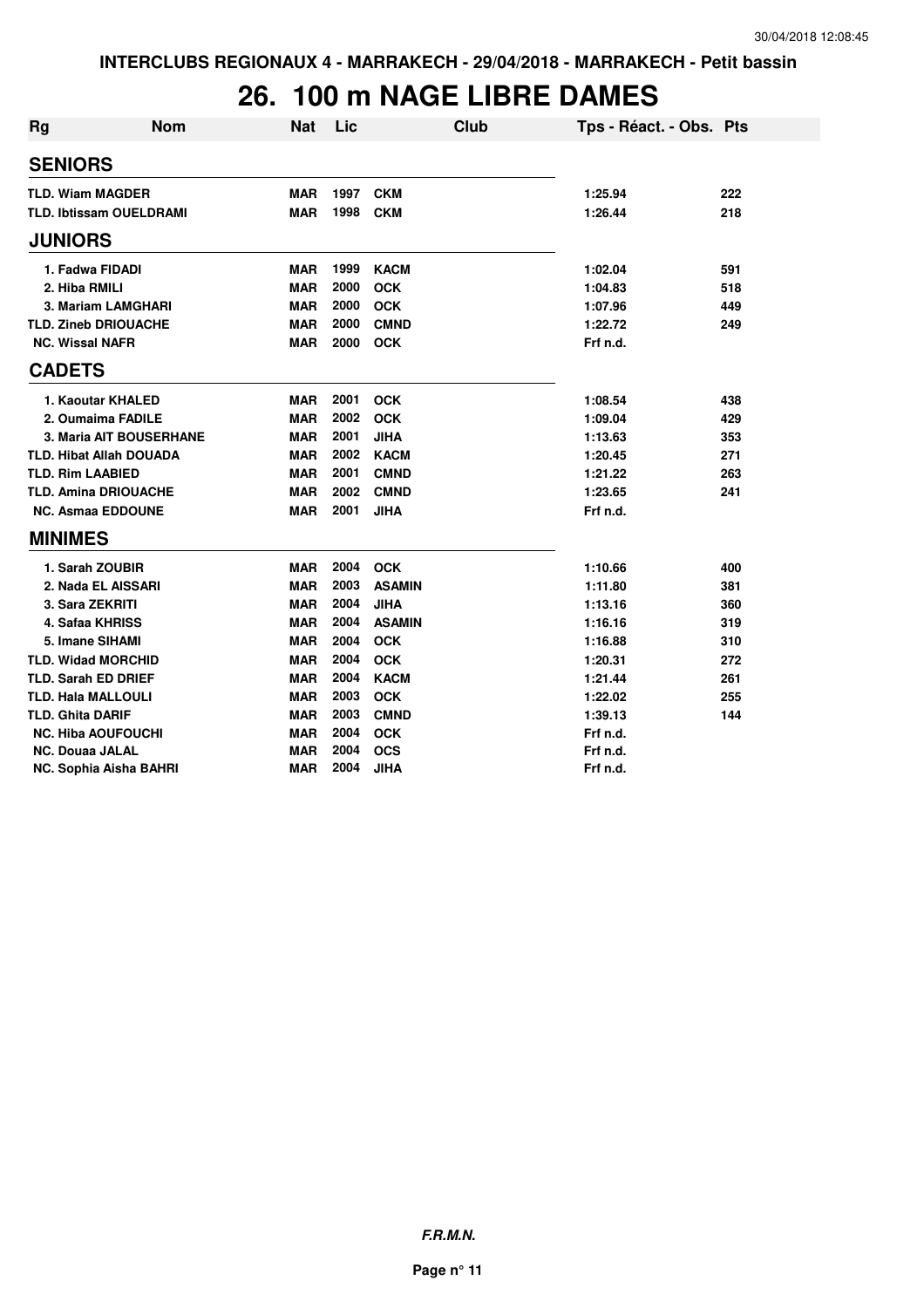# 26. 100 m NAGE LIBRE DAMES

| Rg | Nom | Nat | Lic | Club | Tps - Réact. - Obs. | Pts |
|---|---|---|---|---|---|---|
| **SENIORS** | | | | | | |
| TLD. | Wiam MAGDER | MAR | 1997 | CKM | 1:25.94 | 222 |
| TLD. | Ibtissam OUELDRAMI | MAR | 1998 | CKM | 1:26.44 | 218 |
| **JUNIORS** | | | | | | |
| 1. | Fadwa FIDADI | MAR | 1999 | KACM | 1:02.04 | 591 |
| 2. | Hiba RMILI | MAR | 2000 | OCK | 1:04.83 | 518 |
| 3. | Mariam LAMGHARI | MAR | 2000 | OCK | 1:07.96 | 449 |
| TLD. | Zineb DRIOUACHE | MAR | 2000 | CMND | 1:22.72 | 249 |
| NC. | Wissal NAFR | MAR | 2000 | OCK | Frf n.d. | |
| **CADETS** | | | | | | |
| 1. | Kaoutar KHALED | MAR | 2001 | OCK | 1:08.54 | 438 |
| 2. | Oumaima FADILE | MAR | 2002 | OCK | 1:09.04 | 429 |
| 3. | Maria AIT BOUSERHANE | MAR | 2001 | JIHA | 1:13.63 | 353 |
| TLD. | Hibat Allah DOUADA | MAR | 2002 | KACM | 1:20.45 | 271 |
| TLD. | Rim LAABIED | MAR | 2001 | CMND | 1:21.22 | 263 |
| TLD. | Amina DRIOUACHE | MAR | 2002 | CMND | 1:23.65 | 241 |
| NC. | Asmaa EDDOUNE | MAR | 2001 | JIHA | Frf n.d. | |
| **MINIMES** | | | | | | |
| 1. | Sarah ZOUBIR | MAR | 2004 | OCK | 1:10.66 | 400 |
| 2. | Nada EL AISSARI | MAR | 2003 | ASAMIN | 1:11.80 | 381 |
| 3. | Sara ZEKRITI | MAR | 2004 | JIHA | 1:13.16 | 360 |
| 4. | Safaa KHRISS | MAR | 2004 | ASAMIN | 1:16.16 | 319 |
| 5. | Imane SIHAMI | MAR | 2004 | OCK | 1:16.88 | 310 |
| TLD. | Widad MORCHID | MAR | 2004 | OCK | 1:20.31 | 272 |
| TLD. | Sarah ED DRIEF | MAR | 2004 | KACM | 1:21.44 | 261 |
| TLD. | Hala MALLOULI | MAR | 2003 | OCK | 1:22.02 | 255 |
| TLD. | Ghita DARIF | MAR | 2003 | CMND | 1:39.13 | 144 |
| NC. | Hiba AOUFOUCHI | MAR | 2004 | OCK | Frf n.d. | |
| NC. | Douaa JALAL | MAR | 2004 | OCS | Frf n.d. | |
| NC. | Sophia Aisha BAHRI | MAR | 2004 | JIHA | Frf n.d. | |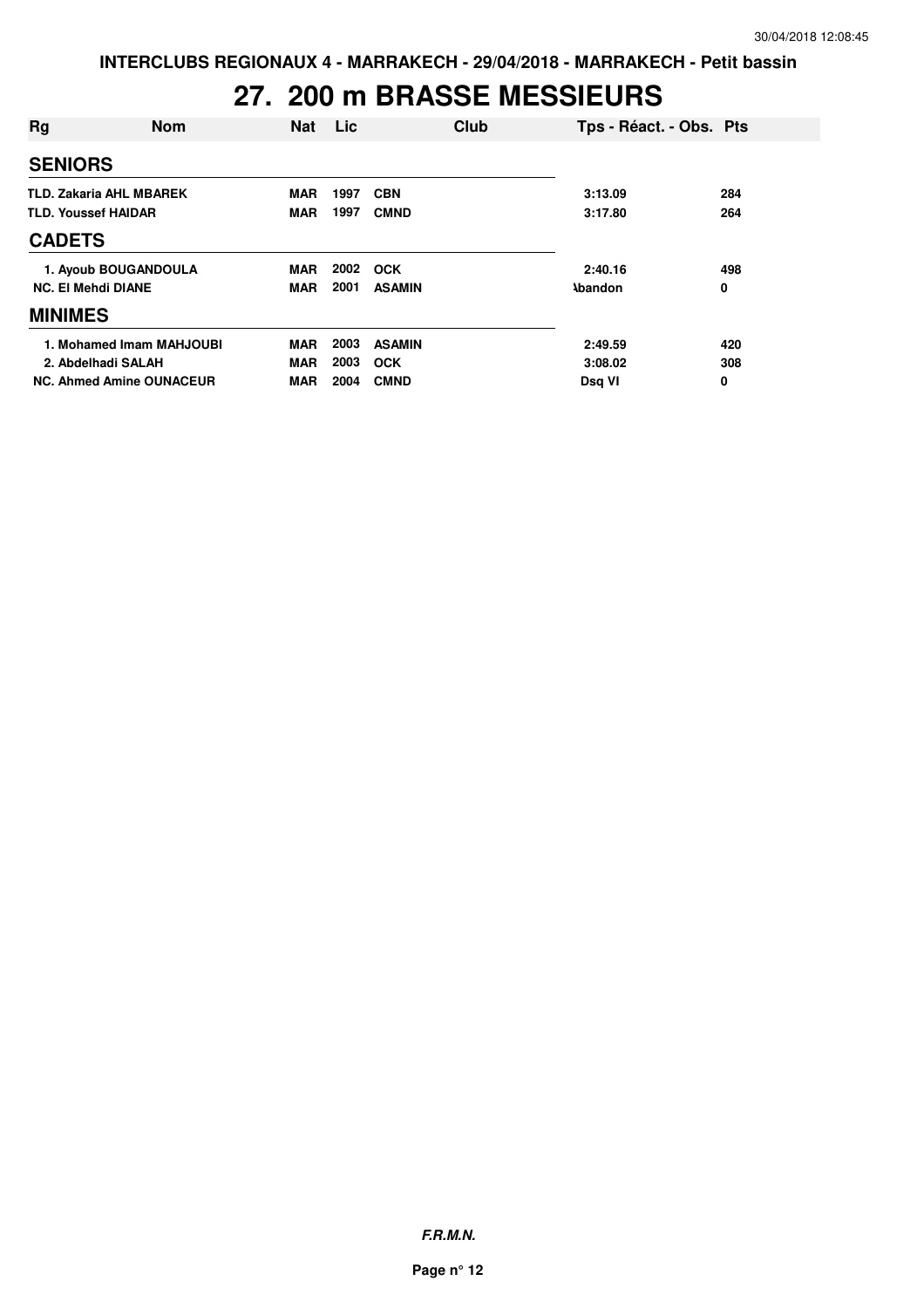INTERCLUBS REGIONAUX 4 - MARRAKECH - 29/04/2018 - MARRAKECH - Petit bassin

# 27. 200 m BRASSE MESSIEURS

| Rg | Nom | Nat | Lic | Club | Tps - Réact. - Obs. | Pts |
|---|---|---|---|---|---|---|
| **SENIORS** | | | | | | |
| TLD. | Zakaria AHL MBAREK | MAR | 1997 | CBN | 3:13.09 | 284 |
| TLD. | Youssef HAIDAR | MAR | 1997 | CMND | 3:17.80 | 264 |
| **CADETS** | | | | | | |
| 1. | Ayoub BOUGANDOULA | MAR | 2002 | OCK | 2:40.16 | 498 |
| NC. | El Mehdi DIANE | MAR | 2001 | ASAMIN | Abandon | 0 |
| **MINIMES** | | | | | | |
| 1. | Mohamed Imam MAHJOUBI | MAR | 2003 | ASAMIN | 2:49.59 | 420 |
| 2. | Abdelhadi SALAH | MAR | 2003 | OCK | 3:08.02 | 308 |
| NC. | Ahmed Amine OUNACEUR | MAR | 2004 | CMND | Dsq VI | 0 |

*F.R.M.N.*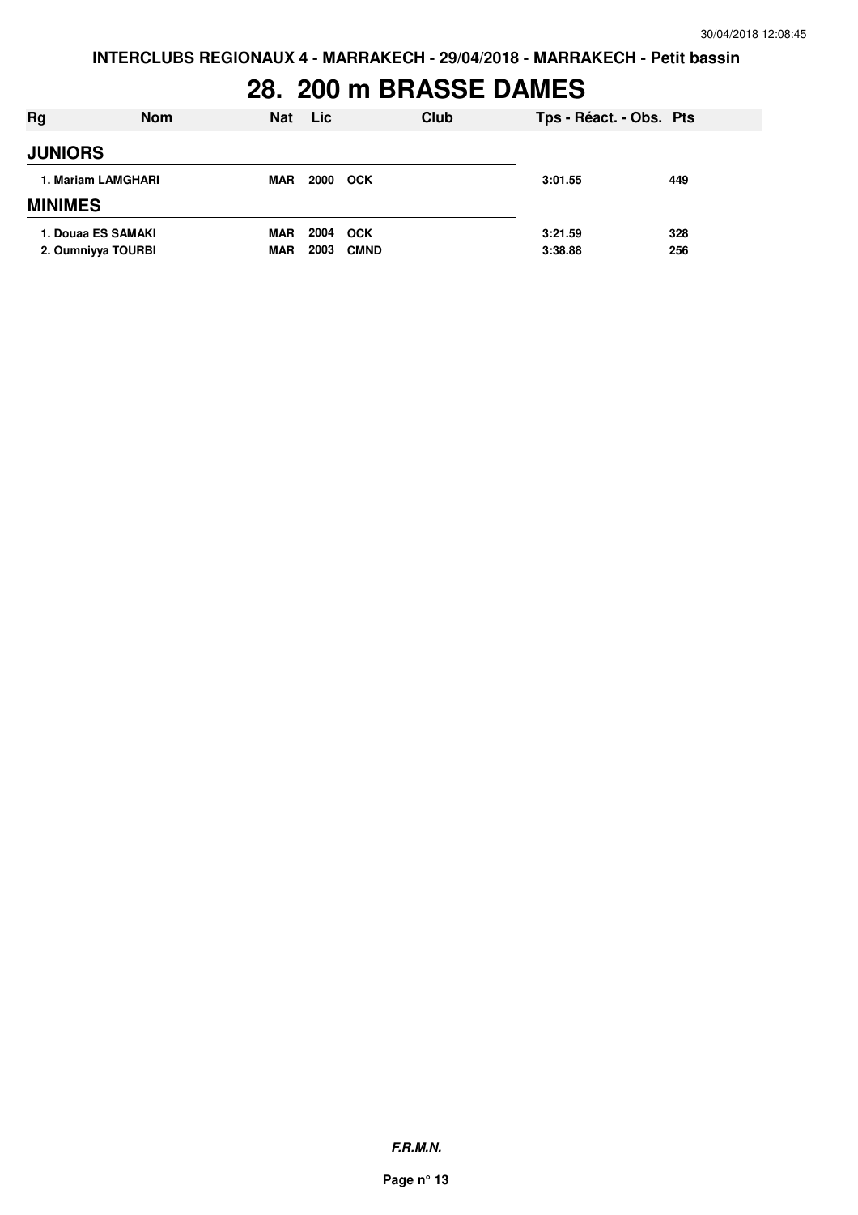**INTERCLUBS REGIONAUX 4 - MARRAKECH - 29/04/2018 - MARRAKECH - Petit bassin**

# 28. 200 m BRASSE DAMES

| Rg | Nom | Nat | Lic | Club | Tps - Réact. - Obs. | Pts |
|---|---|---|---|---|---|---|
| **JUNIORS** | | | | | | |
| 1. Mariam LAMGHARI | | MAR | 2000 | OCK | 3:01.55 | 449 |
| **MINIMES** | | | | | | |
| 1. Douaa ES SAMAKI | | MAR | 2004 | OCK | 3:21.59 | 328 |
| 2. Oumniyya TOURBI | | MAR | 2003 | CMND | 3:38.88 | 256 |

***F.R.M.N.***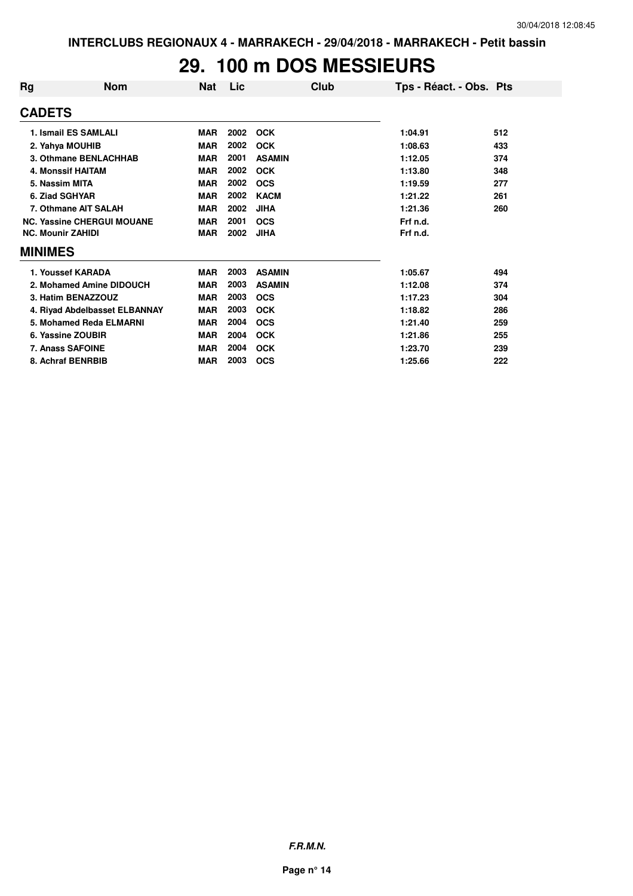# 29. 100 m DOS MESSIEURS

| Rg | Nom | Nat | Lic | Club | Tps - Réact. - Obs. | Pts |
|---|---|---|---|---|---|---|
| **CADETS** | | | | | | |
| 1. Ismail ES SAMLALI | | MAR | 2002 | OCK | 1:04.91 | 512 |
| 2. Yahya MOUHIB | | MAR | 2002 | OCK | 1:08.63 | 433 |
| 3. Othmane BENLACHHAB | | MAR | 2001 | ASAMIN | 1:12.05 | 374 |
| 4. Monssif HAITAM | | MAR | 2002 | OCK | 1:13.80 | 348 |
| 5. Nassim MITA | | MAR | 2002 | OCS | 1:19.59 | 277 |
| 6. Ziad SGHYAR | | MAR | 2002 | KACM | 1:21.22 | 261 |
| 7. Othmane AIT SALAH | | MAR | 2002 | JIHA | 1:21.36 | 260 |
| NC. Yassine CHERGUI MOUANE | | MAR | 2001 | OCS | Frf n.d. | |
| NC. Mounir ZAHIDI | | MAR | 2002 | JIHA | Frf n.d. | |
| **MINIMES** | | | | | | |
| 1. Youssef KARADA | | MAR | 2003 | ASAMIN | 1:05.67 | 494 |
| 2. Mohamed Amine DIDOUCH | | MAR | 2003 | ASAMIN | 1:12.08 | 374 |
| 3. Hatim BENAZZOUZ | | MAR | 2003 | OCS | 1:17.23 | 304 |
| 4. Riyad Abdelbasset ELBANNAY | | MAR | 2003 | OCK | 1:18.82 | 286 |
| 5. Mohamed Reda ELMARNI | | MAR | 2004 | OCS | 1:21.40 | 259 |
| 6. Yassine ZOUBIR | | MAR | 2004 | OCK | 1:21.86 | 255 |
| 7. Anass SAFOINE | | MAR | 2004 | OCK | 1:23.70 | 239 |
| 8. Achraf BENRBIB | | MAR | 2003 | OCS | 1:25.66 | 222 |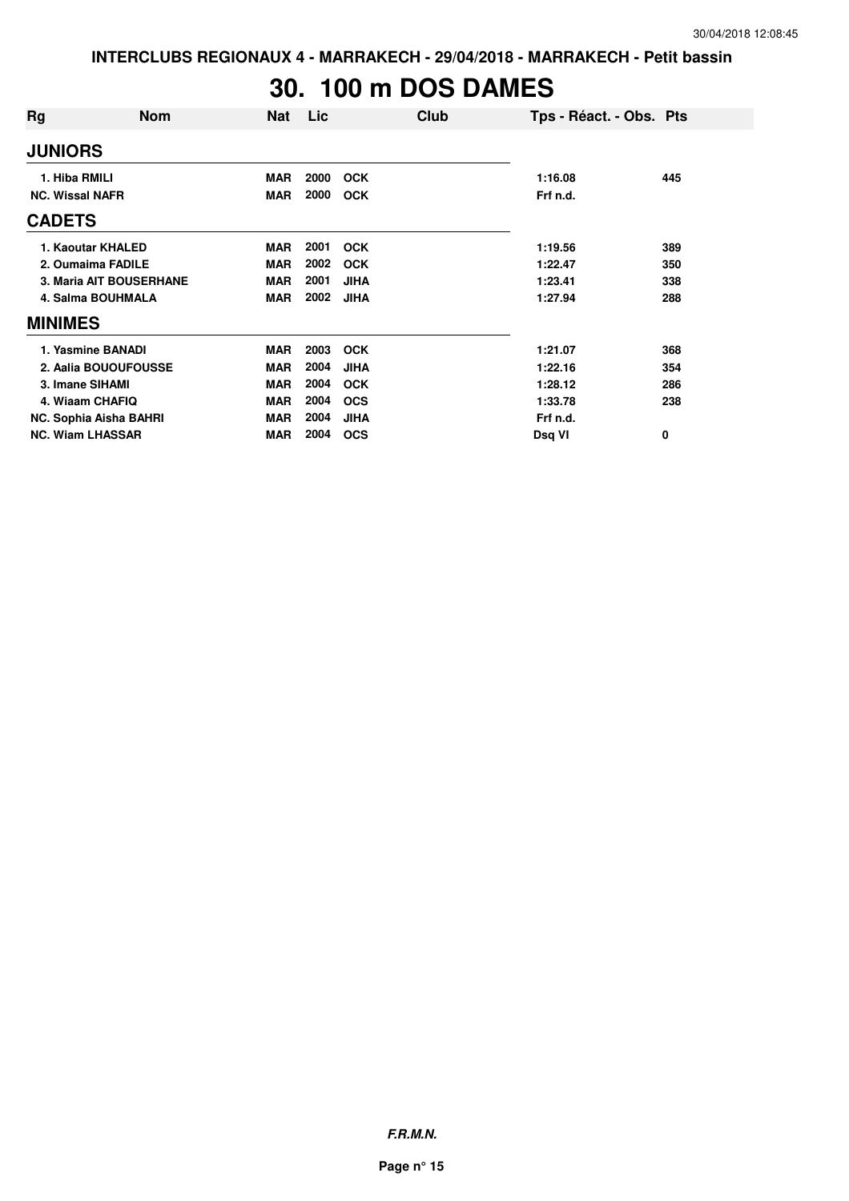INTERCLUBS REGIONAUX 4 - MARRAKECH - 29/04/2018 - MARRAKECH - Petit bassin

# 30. 100 m DOS DAMES

| Rg | Nom | Nat | Lic | Club | Tps - Réact. - Obs. | Pts |
|---|---|---|---|---|---|---|
| **JUNIORS** | | | | | | |
| 1. Hiba RMILI | | MAR | 2000 | OCK | 1:16.08 | 445 |
| NC. Wissal NAFR | | MAR | 2000 | OCK | Frf n.d. | |
| **CADETS** | | | | | | |
| 1. Kaoutar KHALED | | MAR | 2001 | OCK | 1:19.56 | 389 |
| 2. Oumaima FADILE | | MAR | 2002 | OCK | 1:22.47 | 350 |
| 3. Maria AIT BOUSERHANE | | MAR | 2001 | JIHA | 1:23.41 | 338 |
| 4. Salma BOUHMALA | | MAR | 2002 | JIHA | 1:27.94 | 288 |
| **MINIMES** | | | | | | |
| 1. Yasmine BANADI | | MAR | 2003 | OCK | 1:21.07 | 368 |
| 2. Aalia BOUOUFOUSSE | | MAR | 2004 | JIHA | 1:22.16 | 354 |
| 3. Imane SIHAMI | | MAR | 2004 | OCK | 1:28.12 | 286 |
| 4. Wiaam CHAFIQ | | MAR | 2004 | OCS | 1:33.78 | 238 |
| NC. Sophia Aisha BAHRI | | MAR | 2004 | JIHA | Frf n.d. | |
| NC. Wiam LHASSAR | | MAR | 2004 | OCS | Dsq VI | 0 |

*F.R.M.N.*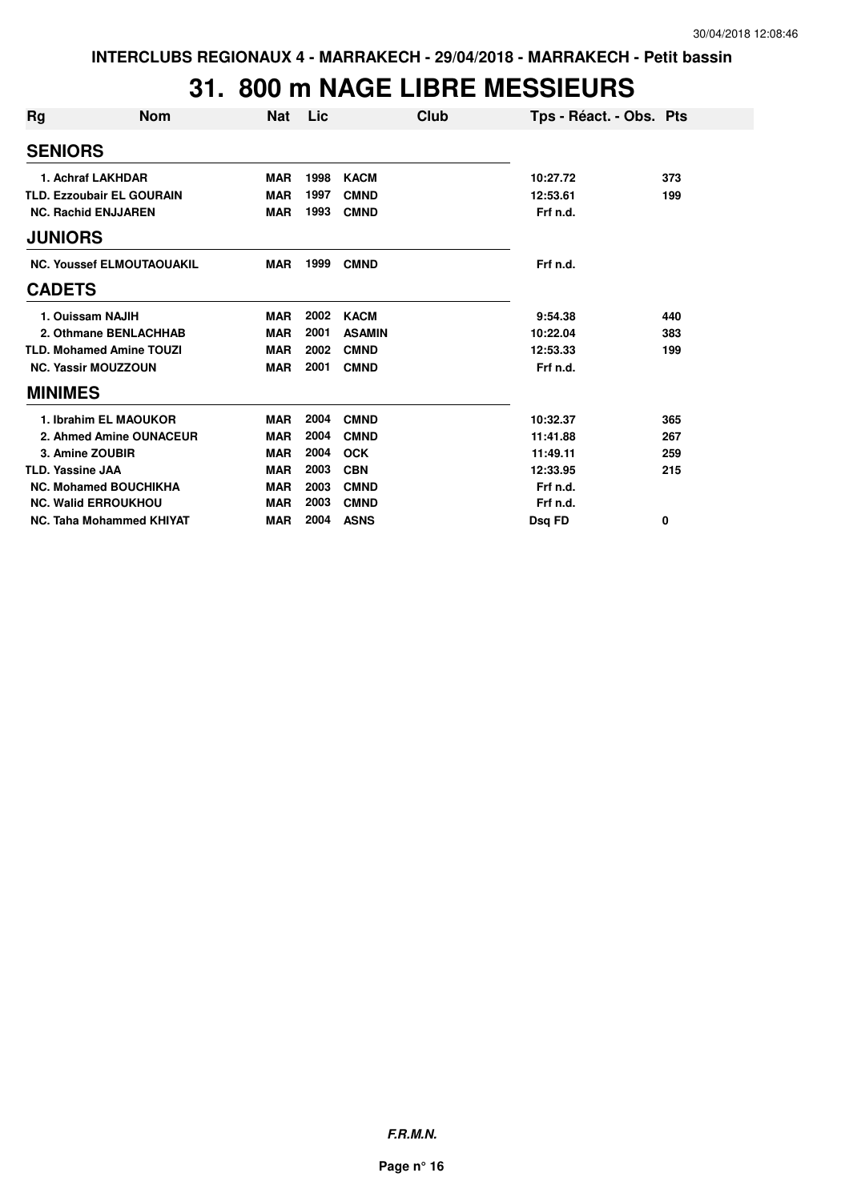# 31. 800 m NAGE LIBRE MESSIEURS

| Rg | Nom | Nat | Lic | Club | Tps - Réact. - Obs. | Pts |
|---|---|---|---|---|---|---|
| **SENIORS** | | | | | | |
| 1. | Achraf LAKHDAR | MAR | 1998 | KACM | 10:27.72 | 373 |
| TLD. | Ezzoubair EL GOURAIN | MAR | 1997 | CMND | 12:53.61 | 199 |
| NC. | Rachid ENJJAREN | MAR | 1993 | CMND | Frf n.d. | |
| **JUNIORS** | | | | | | |
| NC. | Youssef ELMOUTAOUAKIL | MAR | 1999 | CMND | Frf n.d. | |
| **CADETS** | | | | | | |
| 1. | Ouissam NAJIH | MAR | 2002 | KACM | 9:54.38 | 440 |
| 2. | Othmane BENLACHHAB | MAR | 2001 | ASAMIN | 10:22.04 | 383 |
| TLD. | Mohamed Amine TOUZI | MAR | 2002 | CMND | 12:53.33 | 199 |
| NC. | Yassir MOUZZOUN | MAR | 2001 | CMND | Frf n.d. | |
| **MINIMES** | | | | | | |
| 1. | Ibrahim EL MAOUKOR | MAR | 2004 | CMND | 10:32.37 | 365 |
| 2. | Ahmed Amine OUNACEUR | MAR | 2004 | CMND | 11:41.88 | 267 |
| 3. | Amine ZOUBIR | MAR | 2004 | OCK | 11:49.11 | 259 |
| TLD. | Yassine JAA | MAR | 2003 | CBN | 12:33.95 | 215 |
| NC. | Mohamed BOUCHIKHA | MAR | 2003 | CMND | Frf n.d. | |
| NC. | Walid ERROUKHOU | MAR | 2003 | CMND | Frf n.d. | |
| NC. | Taha Mohammed KHIYAT | MAR | 2004 | ASNS | Dsq FD | 0 |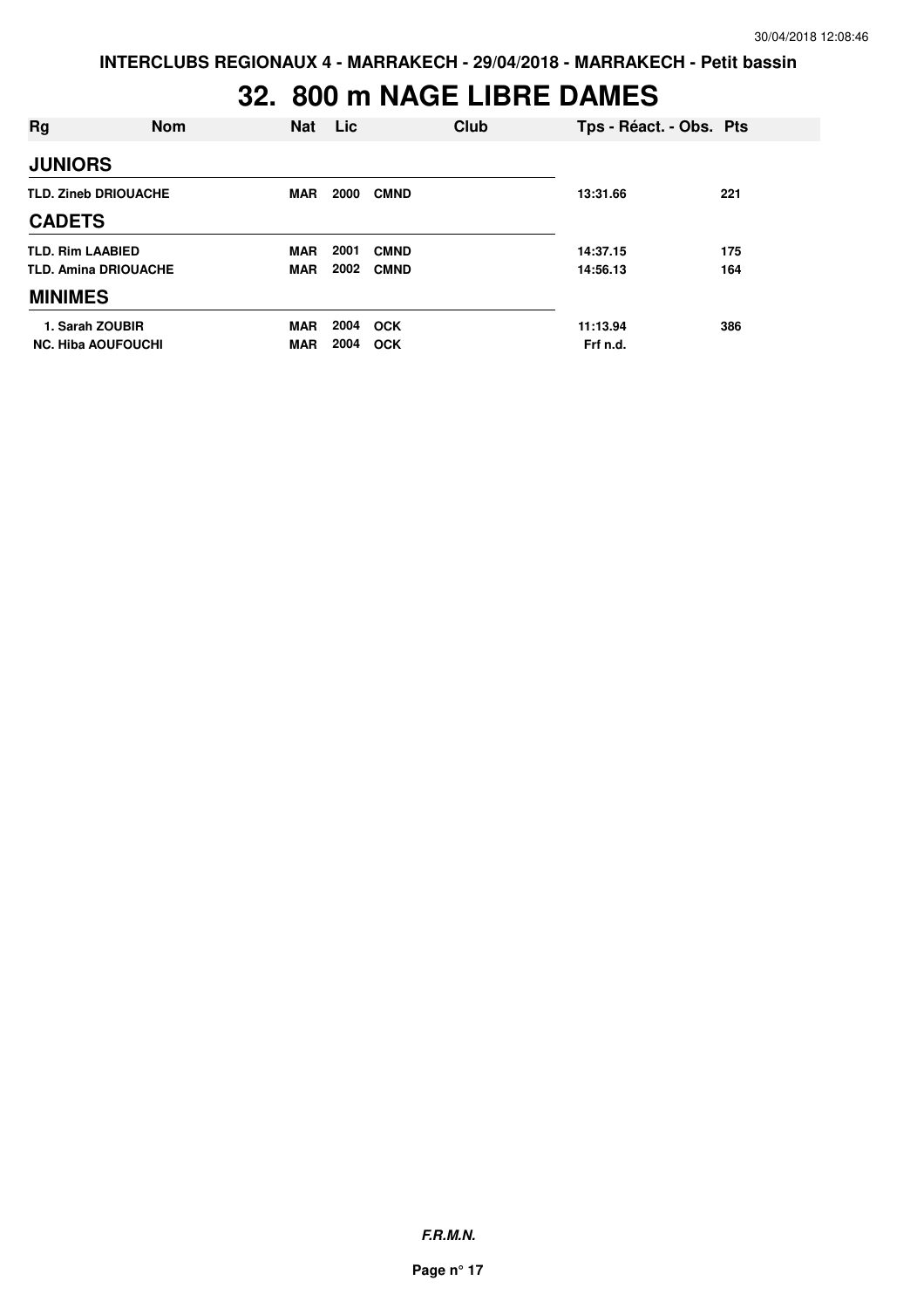# 32. 800 m NAGE LIBRE DAMES

| Rg | Nom | Nat | Lic | Club | Tps - Réact. - Obs. | Pts |
|---|---|---|---|---|---|---|
| **JUNIORS** | | | | | | |
| TLD. | Zineb DRIOUACHE | MAR | 2000 | CMND | 13:31.66 | 221 |
| **CADETS** | | | | | | |
| TLD. | Rim LAABIED | MAR | 2001 | CMND | 14:37.15 | 175 |
| TLD. | Amina DRIOUACHE | MAR | 2002 | CMND | 14:56.13 | 164 |
| **MINIMES** | | | | | | |
| 1. | Sarah ZOUBIR | MAR | 2004 | OCK | 11:13.94 | 386 |
| NC. | Hiba AOUFOUCHI | MAR | 2004 | OCK | Frf n.d. | |

***F.R.M.N.***